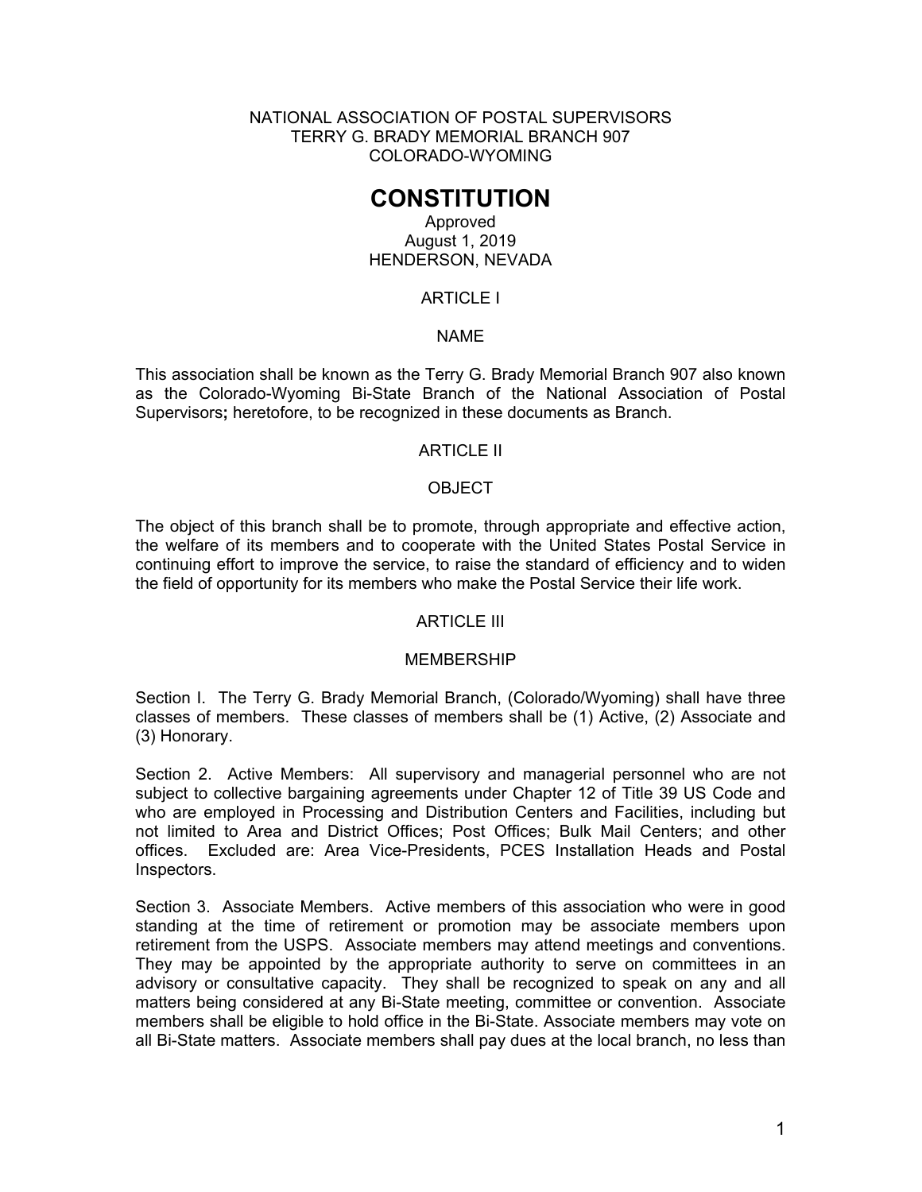NATIONAL ASSOCIATION OF POSTAL SUPERVISORS
TERRY G. BRADY MEMORIAL BRANCH 907
COLORADO-WYOMING

# CONSTITUTION

Approved
August 1, 2019
HENDERSON, NEVADA

## ARTICLE I

### NAME

This association shall be known as the Terry G. Brady Memorial Branch 907 also known as the Colorado-Wyoming Bi-State Branch of the National Association of Postal Supervisors**;** heretofore, to be recognized in these documents as Branch.

## ARTICLE II

### OBJECT

The object of this branch shall be to promote, through appropriate and effective action, the welfare of its members and to cooperate with the United States Postal Service in continuing effort to improve the service, to raise the standard of efficiency and to widen the field of opportunity for its members who make the Postal Service their life work.

## ARTICLE III

### MEMBERSHIP

Section I. The Terry G. Brady Memorial Branch, (Colorado/Wyoming) shall have three classes of members. These classes of members shall be (1) Active, (2) Associate and (3) Honorary.

Section 2. Active Members: All supervisory and managerial personnel who are not subject to collective bargaining agreements under Chapter 12 of Title 39 US Code and who are employed in Processing and Distribution Centers and Facilities, including but not limited to Area and District Offices; Post Offices; Bulk Mail Centers; and other offices. Excluded are: Area Vice-Presidents, PCES Installation Heads and Postal Inspectors.

Section 3. Associate Members. Active members of this association who were in good standing at the time of retirement or promotion may be associate members upon retirement from the USPS. Associate members may attend meetings and conventions. They may be appointed by the appropriate authority to serve on committees in an advisory or consultative capacity. They shall be recognized to speak on any and all matters being considered at any Bi-State meeting, committee or convention. Associate members shall be eligible to hold office in the Bi-State. Associate members may vote on all Bi-State matters. Associate members shall pay dues at the local branch, no less than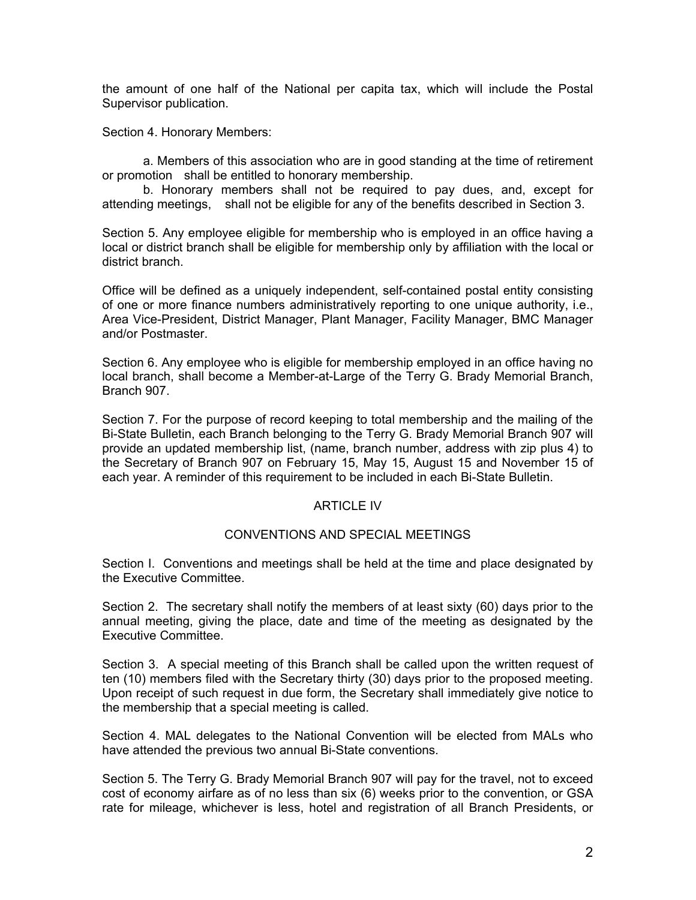the amount of one half of the National per capita tax, which will include the Postal Supervisor publication.

Section 4. Honorary Members:

a. Members of this association who are in good standing at the time of retirement or promotion shall be entitled to honorary membership.

b. Honorary members shall not be required to pay dues, and, except for attending meetings, shall not be eligible for any of the benefits described in Section 3.

Section 5. Any employee eligible for membership who is employed in an office having a local or district branch shall be eligible for membership only by affiliation with the local or district branch.

Office will be defined as a uniquely independent, self-contained postal entity consisting of one or more finance numbers administratively reporting to one unique authority, i.e., Area Vice-President, District Manager, Plant Manager, Facility Manager, BMC Manager and/or Postmaster.

Section 6. Any employee who is eligible for membership employed in an office having no local branch, shall become a Member-at-Large of the Terry G. Brady Memorial Branch, Branch 907.

Section 7. For the purpose of record keeping to total membership and the mailing of the Bi-State Bulletin, each Branch belonging to the Terry G. Brady Memorial Branch 907 will provide an updated membership list, (name, branch number, address with zip plus 4) to the Secretary of Branch 907 on February 15, May 15, August 15 and November 15 of each year. A reminder of this requirement to be included in each Bi-State Bulletin.

## ARTICLE IV

## CONVENTIONS AND SPECIAL MEETINGS

Section I. Conventions and meetings shall be held at the time and place designated by the Executive Committee.

Section 2. The secretary shall notify the members of at least sixty (60) days prior to the annual meeting, giving the place, date and time of the meeting as designated by the Executive Committee.

Section 3. A special meeting of this Branch shall be called upon the written request of ten (10) members filed with the Secretary thirty (30) days prior to the proposed meeting. Upon receipt of such request in due form, the Secretary shall immediately give notice to the membership that a special meeting is called.

Section 4. MAL delegates to the National Convention will be elected from MALs who have attended the previous two annual Bi-State conventions.

Section 5. The Terry G. Brady Memorial Branch 907 will pay for the travel, not to exceed cost of economy airfare as of no less than six (6) weeks prior to the convention, or GSA rate for mileage, whichever is less, hotel and registration of all Branch Presidents, or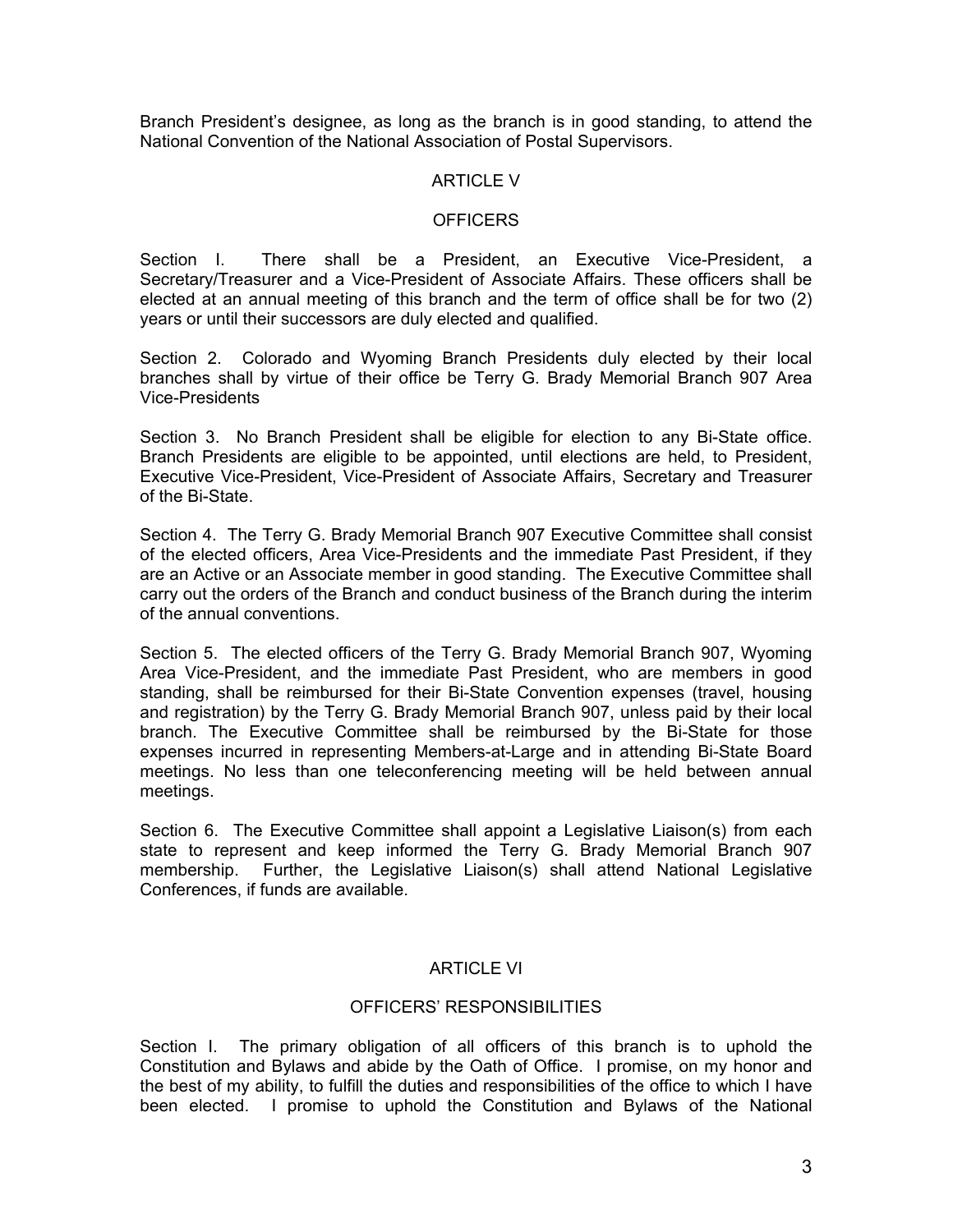Branch President's designee, as long as the branch is in good standing, to attend the National Convention of the National Association of Postal Supervisors.

## ARTICLE V

## OFFICERS

Section I. There shall be a President, an Executive Vice-President, a Secretary/Treasurer and a Vice-President of Associate Affairs. These officers shall be elected at an annual meeting of this branch and the term of office shall be for two (2) years or until their successors are duly elected and qualified.

Section 2. Colorado and Wyoming Branch Presidents duly elected by their local branches shall by virtue of their office be Terry G. Brady Memorial Branch 907 Area Vice-Presidents

Section 3. No Branch President shall be eligible for election to any Bi-State office. Branch Presidents are eligible to be appointed, until elections are held, to President, Executive Vice-President, Vice-President of Associate Affairs, Secretary and Treasurer of the Bi-State.

Section 4. The Terry G. Brady Memorial Branch 907 Executive Committee shall consist of the elected officers, Area Vice-Presidents and the immediate Past President, if they are an Active or an Associate member in good standing. The Executive Committee shall carry out the orders of the Branch and conduct business of the Branch during the interim of the annual conventions.

Section 5. The elected officers of the Terry G. Brady Memorial Branch 907, Wyoming Area Vice-President, and the immediate Past President, who are members in good standing, shall be reimbursed for their Bi-State Convention expenses (travel, housing and registration) by the Terry G. Brady Memorial Branch 907, unless paid by their local branch. The Executive Committee shall be reimbursed by the Bi-State for those expenses incurred in representing Members-at-Large and in attending Bi-State Board meetings. No less than one teleconferencing meeting will be held between annual meetings.

Section 6. The Executive Committee shall appoint a Legislative Liaison(s) from each state to represent and keep informed the Terry G. Brady Memorial Branch 907 membership. Further, the Legislative Liaison(s) shall attend National Legislative Conferences, if funds are available.

## ARTICLE VI

## OFFICERS' RESPONSIBILITIES

Section I. The primary obligation of all officers of this branch is to uphold the Constitution and Bylaws and abide by the Oath of Office. I promise, on my honor and the best of my ability, to fulfill the duties and responsibilities of the office to which I have been elected. I promise to uphold the Constitution and Bylaws of the National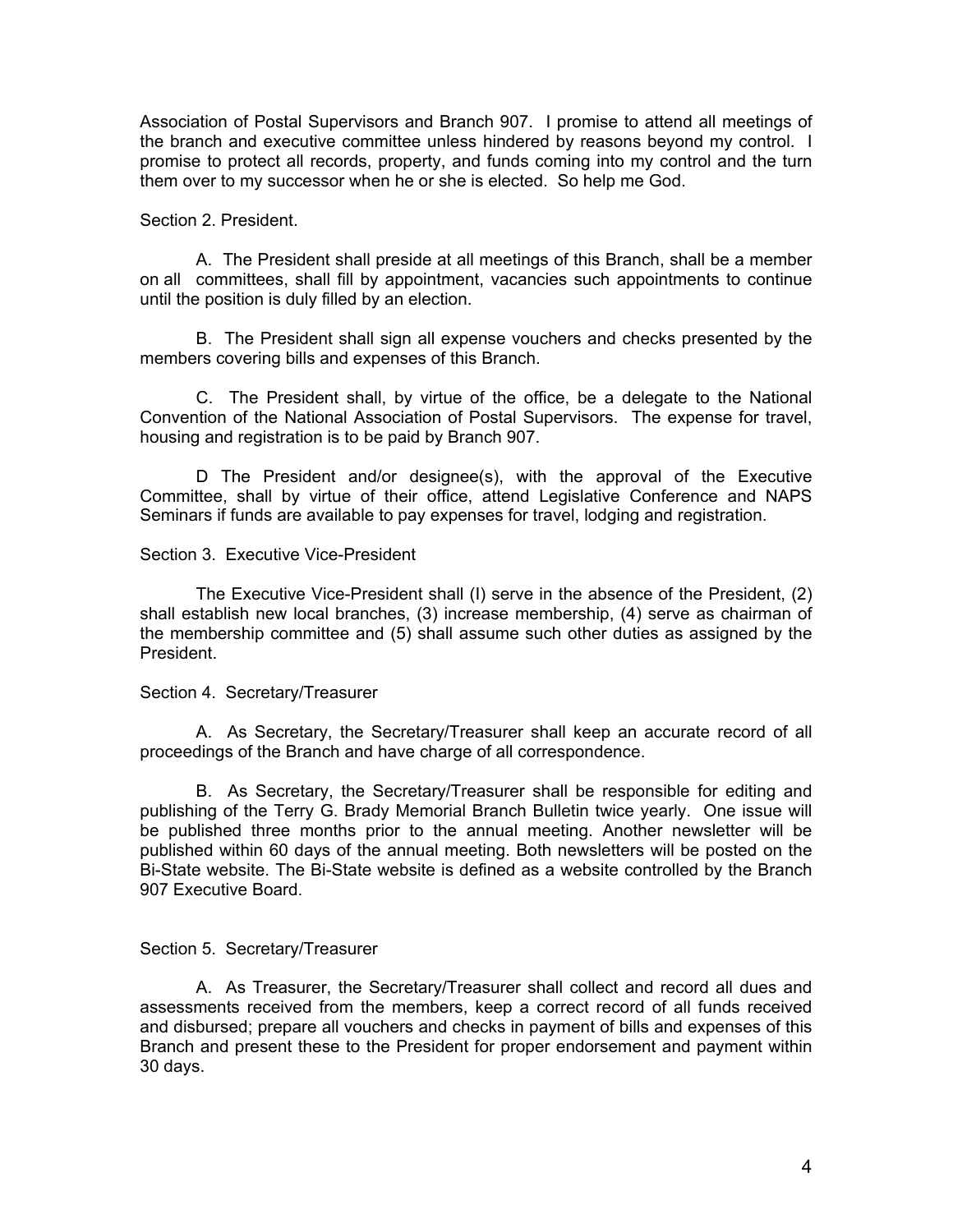Association of Postal Supervisors and Branch 907. I promise to attend all meetings of the branch and executive committee unless hindered by reasons beyond my control. I promise to protect all records, property, and funds coming into my control and the turn them over to my successor when he or she is elected. So help me God.

Section 2. President.

A. The President shall preside at all meetings of this Branch, shall be a member on all committees, shall fill by appointment, vacancies such appointments to continue until the position is duly filled by an election.

B. The President shall sign all expense vouchers and checks presented by the members covering bills and expenses of this Branch.

C. The President shall, by virtue of the office, be a delegate to the National Convention of the National Association of Postal Supervisors. The expense for travel, housing and registration is to be paid by Branch 907.

D The President and/or designee(s), with the approval of the Executive Committee, shall by virtue of their office, attend Legislative Conference and NAPS Seminars if funds are available to pay expenses for travel, lodging and registration.

Section 3. Executive Vice-President

The Executive Vice-President shall (I) serve in the absence of the President, (2) shall establish new local branches, (3) increase membership, (4) serve as chairman of the membership committee and (5) shall assume such other duties as assigned by the President.

Section 4. Secretary/Treasurer

A. As Secretary, the Secretary/Treasurer shall keep an accurate record of all proceedings of the Branch and have charge of all correspondence.

B. As Secretary, the Secretary/Treasurer shall be responsible for editing and publishing of the Terry G. Brady Memorial Branch Bulletin twice yearly. One issue will be published three months prior to the annual meeting. Another newsletter will be published within 60 days of the annual meeting. Both newsletters will be posted on the Bi-State website. The Bi-State website is defined as a website controlled by the Branch 907 Executive Board.

Section 5. Secretary/Treasurer

A. As Treasurer, the Secretary/Treasurer shall collect and record all dues and assessments received from the members, keep a correct record of all funds received and disbursed; prepare all vouchers and checks in payment of bills and expenses of this Branch and present these to the President for proper endorsement and payment within 30 days.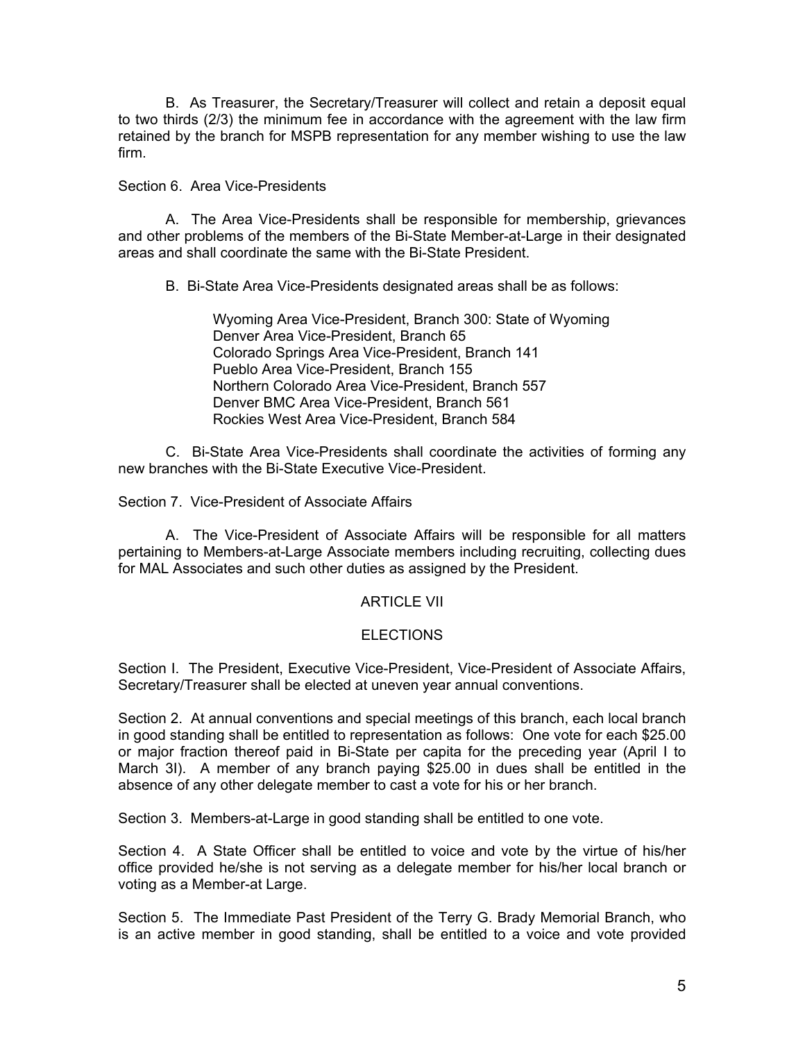B. As Treasurer, the Secretary/Treasurer will collect and retain a deposit equal to two thirds (2/3) the minimum fee in accordance with the agreement with the law firm retained by the branch for MSPB representation for any member wishing to use the law firm.

Section 6. Area Vice-Presidents

A. The Area Vice-Presidents shall be responsible for membership, grievances and other problems of the members of the Bi-State Member-at-Large in their designated areas and shall coordinate the same with the Bi-State President.

B. Bi-State Area Vice-Presidents designated areas shall be as follows:

Wyoming Area Vice-President, Branch 300: State of Wyoming
Denver Area Vice-President, Branch 65
Colorado Springs Area Vice-President, Branch 141
Pueblo Area Vice-President, Branch 155
Northern Colorado Area Vice-President, Branch 557
Denver BMC Area Vice-President, Branch 561
Rockies West Area Vice-President, Branch 584

C. Bi-State Area Vice-Presidents shall coordinate the activities of forming any new branches with the Bi-State Executive Vice-President.

Section 7. Vice-President of Associate Affairs

A. The Vice-President of Associate Affairs will be responsible for all matters pertaining to Members-at-Large Associate members including recruiting, collecting dues for MAL Associates and such other duties as assigned by the President.

## ARTICLE VII

## ELECTIONS

Section I. The President, Executive Vice-President, Vice-President of Associate Affairs, Secretary/Treasurer shall be elected at uneven year annual conventions.

Section 2. At annual conventions and special meetings of this branch, each local branch in good standing shall be entitled to representation as follows: One vote for each $25.00 or major fraction thereof paid in Bi-State per capita for the preceding year (April I to March 3I). A member of any branch paying $25.00 in dues shall be entitled in the absence of any other delegate member to cast a vote for his or her branch.

Section 3. Members-at-Large in good standing shall be entitled to one vote.

Section 4. A State Officer shall be entitled to voice and vote by the virtue of his/her office provided he/she is not serving as a delegate member for his/her local branch or voting as a Member-at Large.

Section 5. The Immediate Past President of the Terry G. Brady Memorial Branch, who is an active member in good standing, shall be entitled to a voice and vote provided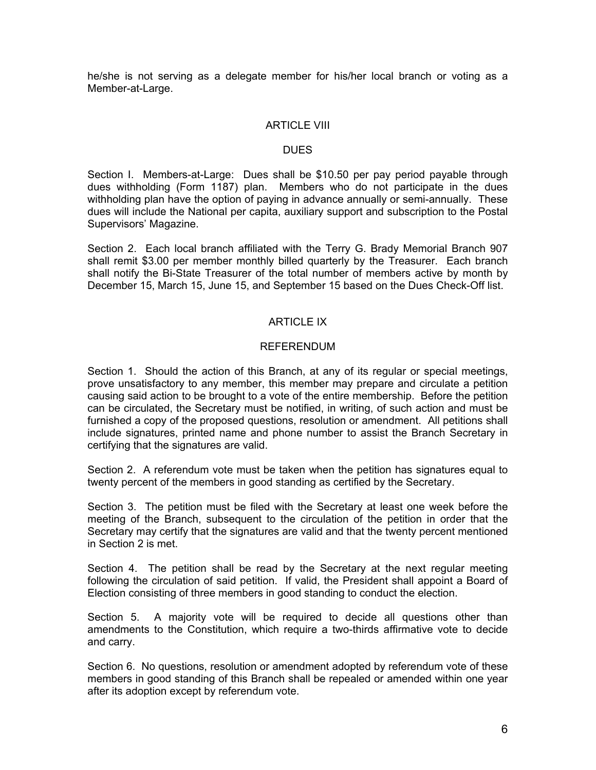he/she is not serving as a delegate member for his/her local branch or voting as a Member-at-Large.

## ARTICLE VIII

## DUES

Section I. Members-at-Large: Dues shall be $10.50 per pay period payable through dues withholding (Form 1187) plan. Members who do not participate in the dues withholding plan have the option of paying in advance annually or semi-annually. These dues will include the National per capita, auxiliary support and subscription to the Postal Supervisors' Magazine.

Section 2. Each local branch affiliated with the Terry G. Brady Memorial Branch 907 shall remit $3.00 per member monthly billed quarterly by the Treasurer. Each branch shall notify the Bi-State Treasurer of the total number of members active by month by December 15, March 15, June 15, and September 15 based on the Dues Check-Off list.

## ARTICLE IX

## REFERENDUM

Section 1. Should the action of this Branch, at any of its regular or special meetings, prove unsatisfactory to any member, this member may prepare and circulate a petition causing said action to be brought to a vote of the entire membership. Before the petition can be circulated, the Secretary must be notified, in writing, of such action and must be furnished a copy of the proposed questions, resolution or amendment. All petitions shall include signatures, printed name and phone number to assist the Branch Secretary in certifying that the signatures are valid.

Section 2. A referendum vote must be taken when the petition has signatures equal to twenty percent of the members in good standing as certified by the Secretary.

Section 3. The petition must be filed with the Secretary at least one week before the meeting of the Branch, subsequent to the circulation of the petition in order that the Secretary may certify that the signatures are valid and that the twenty percent mentioned in Section 2 is met.

Section 4. The petition shall be read by the Secretary at the next regular meeting following the circulation of said petition. If valid, the President shall appoint a Board of Election consisting of three members in good standing to conduct the election.

Section 5. A majority vote will be required to decide all questions other than amendments to the Constitution, which require a two-thirds affirmative vote to decide and carry.

Section 6. No questions, resolution or amendment adopted by referendum vote of these members in good standing of this Branch shall be repealed or amended within one year after its adoption except by referendum vote.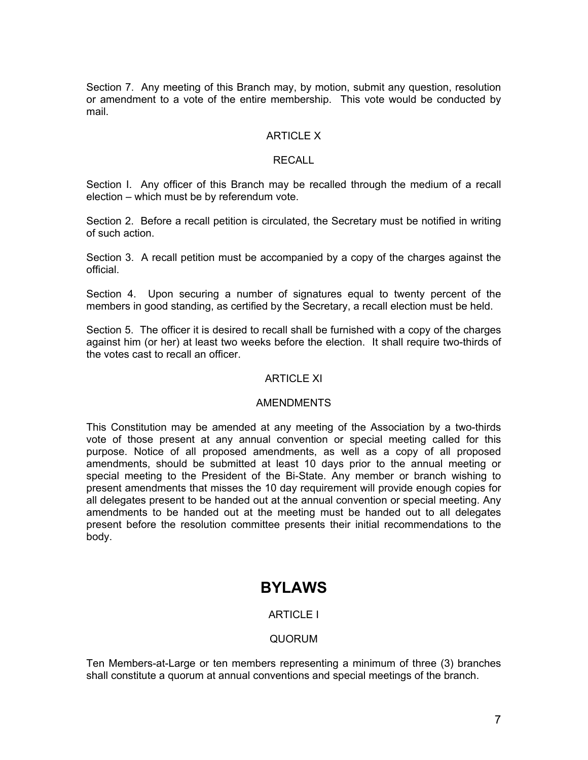Section 7. Any meeting of this Branch may, by motion, submit any question, resolution or amendment to a vote of the entire membership. This vote would be conducted by mail.

### ARTICLE X

### RECALL

Section I. Any officer of this Branch may be recalled through the medium of a recall election – which must be by referendum vote.

Section 2. Before a recall petition is circulated, the Secretary must be notified in writing of such action.

Section 3. A recall petition must be accompanied by a copy of the charges against the official.

Section 4. Upon securing a number of signatures equal to twenty percent of the members in good standing, as certified by the Secretary, a recall election must be held.

Section 5. The officer it is desired to recall shall be furnished with a copy of the charges against him (or her) at least two weeks before the election. It shall require two-thirds of the votes cast to recall an officer.

### ARTICLE XI

### AMENDMENTS

This Constitution may be amended at any meeting of the Association by a two-thirds vote of those present at any annual convention or special meeting called for this purpose. Notice of all proposed amendments, as well as a copy of all proposed amendments, should be submitted at least 10 days prior to the annual meeting or special meeting to the President of the Bi-State. Any member or branch wishing to present amendments that misses the 10 day requirement will provide enough copies for all delegates present to be handed out at the annual convention or special meeting. Any amendments to be handed out at the meeting must be handed out to all delegates present before the resolution committee presents their initial recommendations to the body.

# BYLAWS

### ARTICLE I

### QUORUM

Ten Members-at-Large or ten members representing a minimum of three (3) branches shall constitute a quorum at annual conventions and special meetings of the branch.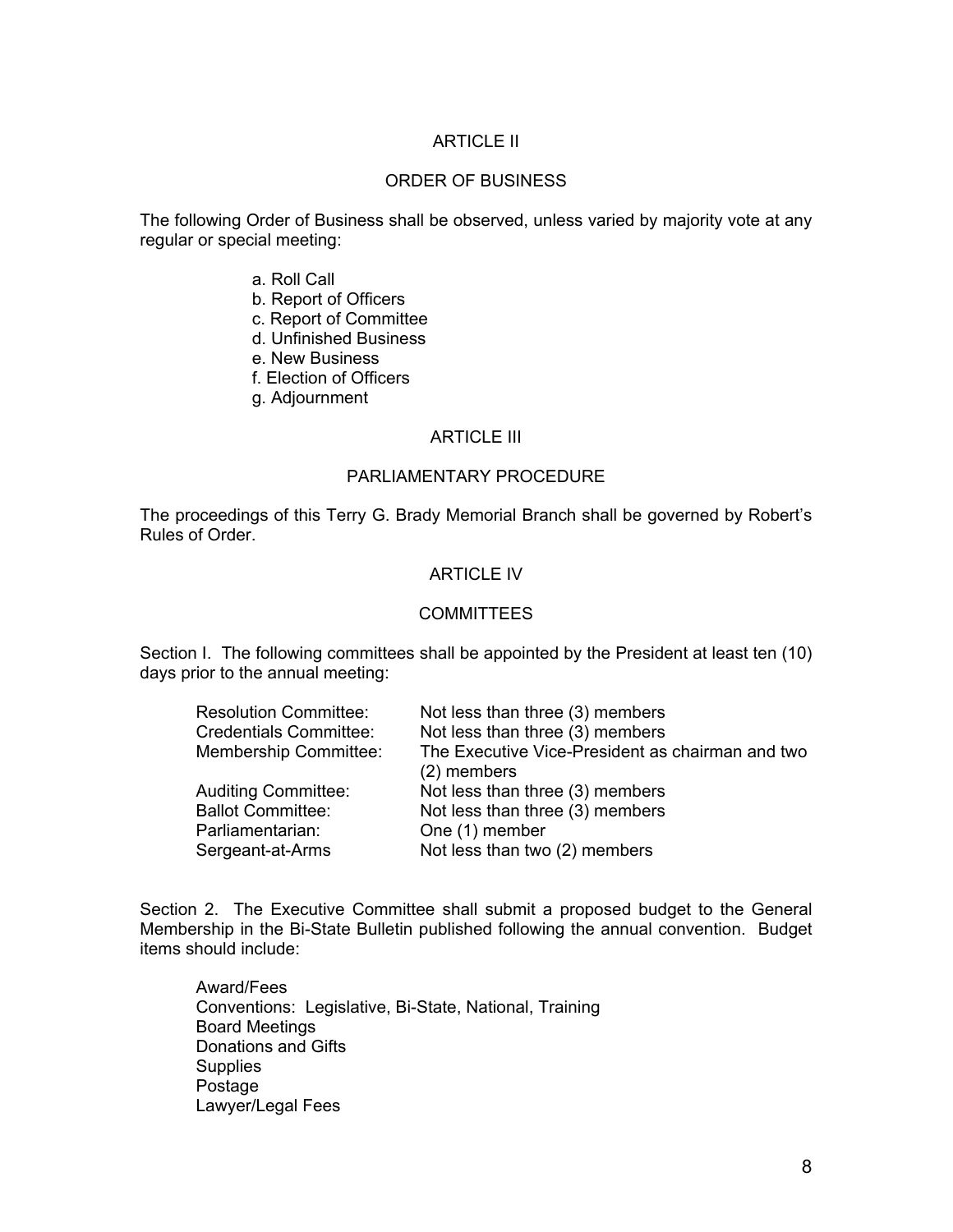## ARTICLE II

## ORDER OF BUSINESS

The following Order of Business shall be observed, unless varied by majority vote at any regular or special meeting:

a. Roll Call
b. Report of Officers
c. Report of Committee
d. Unfinished Business
e. New Business
f. Election of Officers
g. Adjournment

## ARTICLE III

## PARLIAMENTARY PROCEDURE

The proceedings of this Terry G. Brady Memorial Branch shall be governed by Robert's Rules of Order.

## ARTICLE IV

## COMMITTEES

Section I. The following committees shall be appointed by the President at least ten (10) days prior to the annual meeting:

| | |
|---|---|
| Resolution Committee: | Not less than three (3) members |
| Credentials Committee: | Not less than three (3) members |
| Membership Committee: | The Executive Vice-President as chairman and two (2) members |
| Auditing Committee: | Not less than three (3) members |
| Ballot Committee: | Not less than three (3) members |
| Parliamentarian: | One (1) member |
| Sergeant-at-Arms | Not less than two (2) members |

Section 2. The Executive Committee shall submit a proposed budget to the General Membership in the Bi-State Bulletin published following the annual convention. Budget items should include:

Award/Fees
Conventions: Legislative, Bi-State, National, Training
Board Meetings
Donations and Gifts
Supplies
Postage
Lawyer/Legal Fees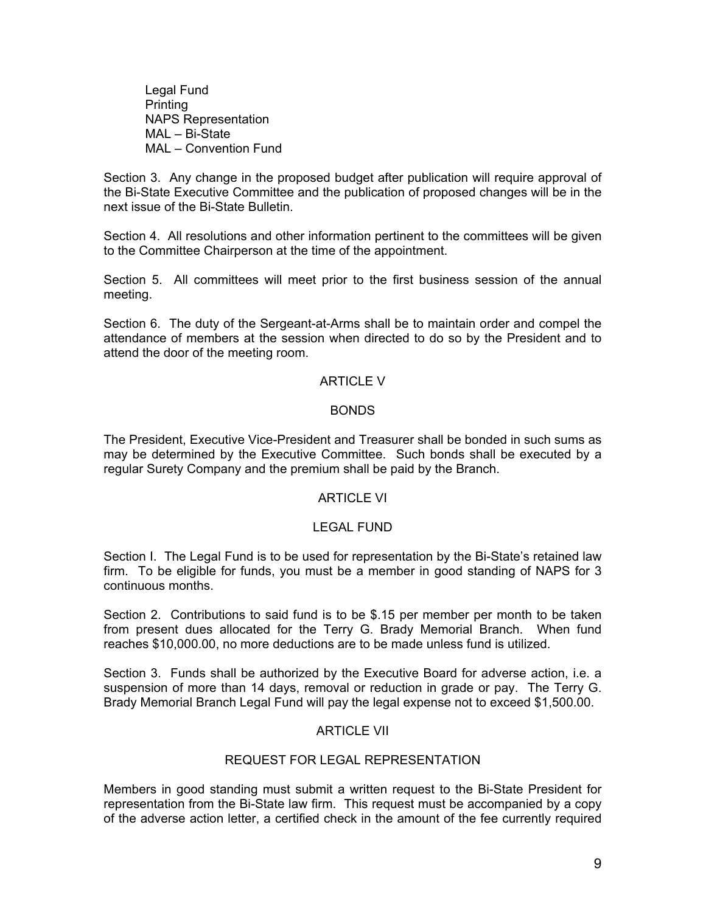Legal Fund
Printing
NAPS Representation
MAL – Bi-State
MAL – Convention Fund

Section 3. Any change in the proposed budget after publication will require approval of the Bi-State Executive Committee and the publication of proposed changes will be in the next issue of the Bi-State Bulletin.

Section 4. All resolutions and other information pertinent to the committees will be given to the Committee Chairperson at the time of the appointment.

Section 5. All committees will meet prior to the first business session of the annual meeting.

Section 6. The duty of the Sergeant-at-Arms shall be to maintain order and compel the attendance of members at the session when directed to do so by the President and to attend the door of the meeting room.

## ARTICLE V

## BONDS

The President, Executive Vice-President and Treasurer shall be bonded in such sums as may be determined by the Executive Committee. Such bonds shall be executed by a regular Surety Company and the premium shall be paid by the Branch.

## ARTICLE VI

## LEGAL FUND

Section I. The Legal Fund is to be used for representation by the Bi-State's retained law firm. To be eligible for funds, you must be a member in good standing of NAPS for 3 continuous months.

Section 2. Contributions to said fund is to be $.15 per member per month to be taken from present dues allocated for the Terry G. Brady Memorial Branch. When fund reaches $10,000.00, no more deductions are to be made unless fund is utilized.

Section 3. Funds shall be authorized by the Executive Board for adverse action, i.e. a suspension of more than 14 days, removal or reduction in grade or pay. The Terry G. Brady Memorial Branch Legal Fund will pay the legal expense not to exceed $1,500.00.

## ARTICLE VII

## REQUEST FOR LEGAL REPRESENTATION

Members in good standing must submit a written request to the Bi-State President for representation from the Bi-State law firm. This request must be accompanied by a copy of the adverse action letter, a certified check in the amount of the fee currently required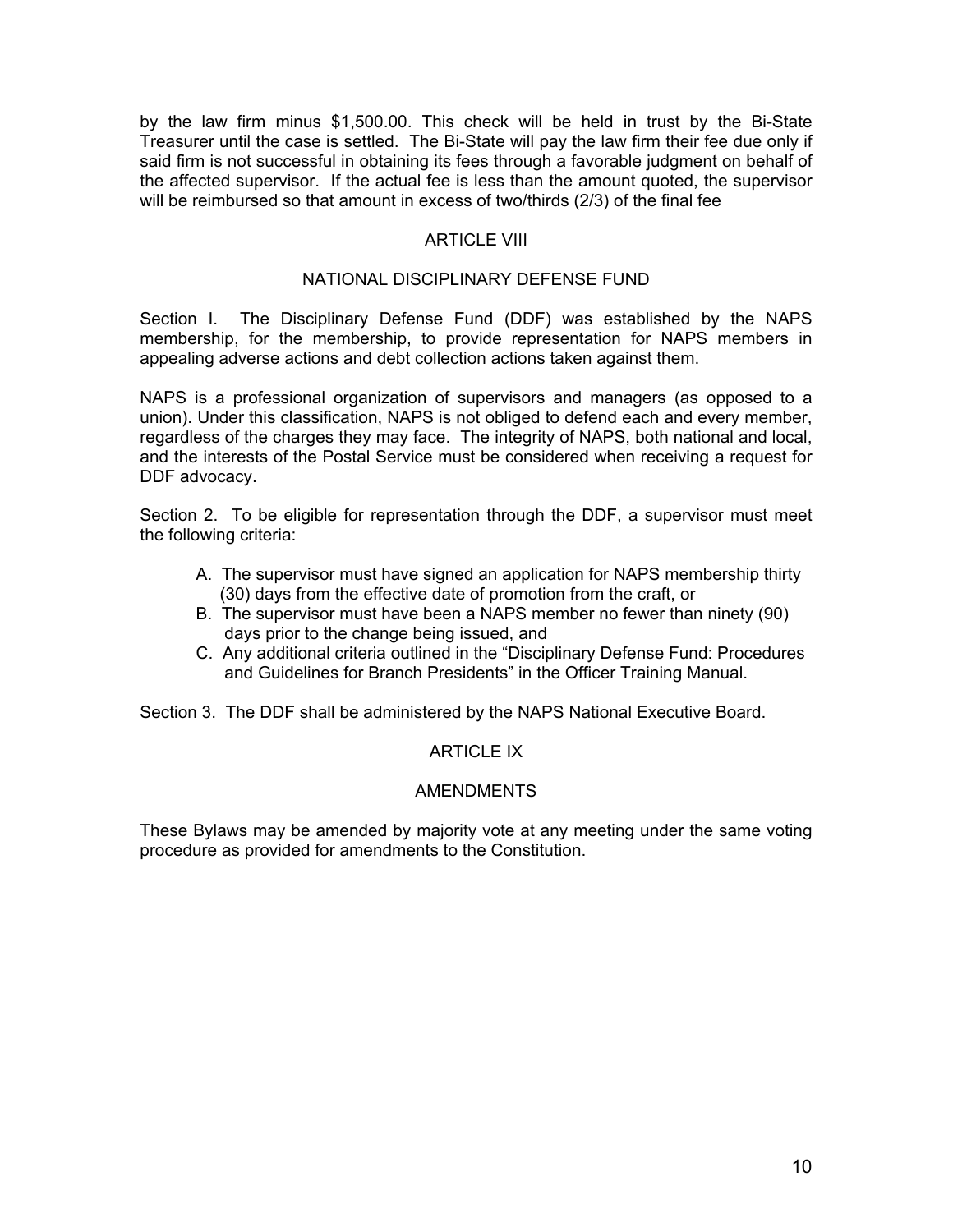by the law firm minus $1,500.00. This check will be held in trust by the Bi-State Treasurer until the case is settled. The Bi-State will pay the law firm their fee due only if said firm is not successful in obtaining its fees through a favorable judgment on behalf of the affected supervisor. If the actual fee is less than the amount quoted, the supervisor will be reimbursed so that amount in excess of two/thirds (2/3) of the final fee

## ARTICLE VIII

## NATIONAL DISCIPLINARY DEFENSE FUND

Section I. The Disciplinary Defense Fund (DDF) was established by the NAPS membership, for the membership, to provide representation for NAPS members in appealing adverse actions and debt collection actions taken against them.

NAPS is a professional organization of supervisors and managers (as opposed to a union). Under this classification, NAPS is not obliged to defend each and every member, regardless of the charges they may face. The integrity of NAPS, both national and local, and the interests of the Postal Service must be considered when receiving a request for DDF advocacy.

Section 2. To be eligible for representation through the DDF, a supervisor must meet the following criteria:

A. The supervisor must have signed an application for NAPS membership thirty (30) days from the effective date of promotion from the craft, or
B. The supervisor must have been a NAPS member no fewer than ninety (90) days prior to the change being issued, and
C. Any additional criteria outlined in the "Disciplinary Defense Fund: Procedures and Guidelines for Branch Presidents" in the Officer Training Manual.

Section 3. The DDF shall be administered by the NAPS National Executive Board.

## ARTICLE IX

## AMENDMENTS

These Bylaws may be amended by majority vote at any meeting under the same voting procedure as provided for amendments to the Constitution.